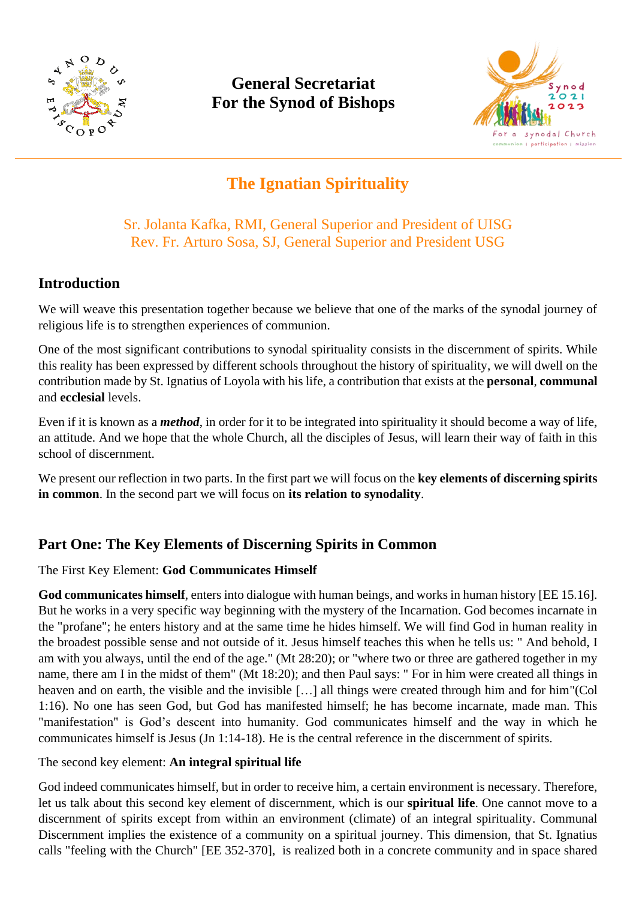General Secretariat
For the Synod of Bishops

# The Ignatian Spirituality

Sr. Jolanta Kafka, RMI, General Superior and President of UISG
Rev. Fr. Arturo Sosa, SJ, General Superior and President USG

## Introduction

We will weave this presentation together because we believe that one of the marks of the synodal journey of religious life is to strengthen experiences of communion.

One of the most significant contributions to synodal spirituality consists in the discernment of spirits. While this reality has been expressed by different schools throughout the history of spirituality, we will dwell on the contribution made by St. Ignatius of Loyola with his life, a contribution that exists at the **personal**, **communal** and **ecclesial** levels.

Even if it is known as a ***method***, in order for it to be integrated into spirituality it should become a way of life, an attitude. And we hope that the whole Church, all the disciples of Jesus, will learn their way of faith in this school of discernment.

We present our reflection in two parts. In the first part we will focus on the **key elements of discerning spirits in common**. In the second part we will focus on **its relation to synodality**.

## Part One: The Key Elements of Discerning Spirits in Common

The First Key Element: **God Communicates Himself**

**God communicates himself**, enters into dialogue with human beings, and works in human history [EE 15.16]. But he works in a very specific way beginning with the mystery of the Incarnation. God becomes incarnate in the "profane"; he enters history and at the same time he hides himself. We will find God in human reality in the broadest possible sense and not outside of it. Jesus himself teaches this when he tells us: " And behold, I am with you always, until the end of the age." (Mt 28:20); or "where two or three are gathered together in my name, there am I in the midst of them" (Mt 18:20); and then Paul says: " For in him were created all things in heaven and on earth, the visible and the invisible […] all things were created through him and for him"(Col 1:16). No one has seen God, but God has manifested himself; he has become incarnate, made man. This "manifestation" is God's descent into humanity. God communicates himself and the way in which he communicates himself is Jesus (Jn 1:14-18). He is the central reference in the discernment of spirits.

The second key element: **An integral spiritual life**

God indeed communicates himself, but in order to receive him, a certain environment is necessary. Therefore, let us talk about this second key element of discernment, which is our **spiritual life**. One cannot move to a discernment of spirits except from within an environment (climate) of an integral spirituality. Communal Discernment implies the existence of a community on a spiritual journey. This dimension, that St. Ignatius calls "feeling with the Church" [EE 352-370], is realized both in a concrete community and in space shared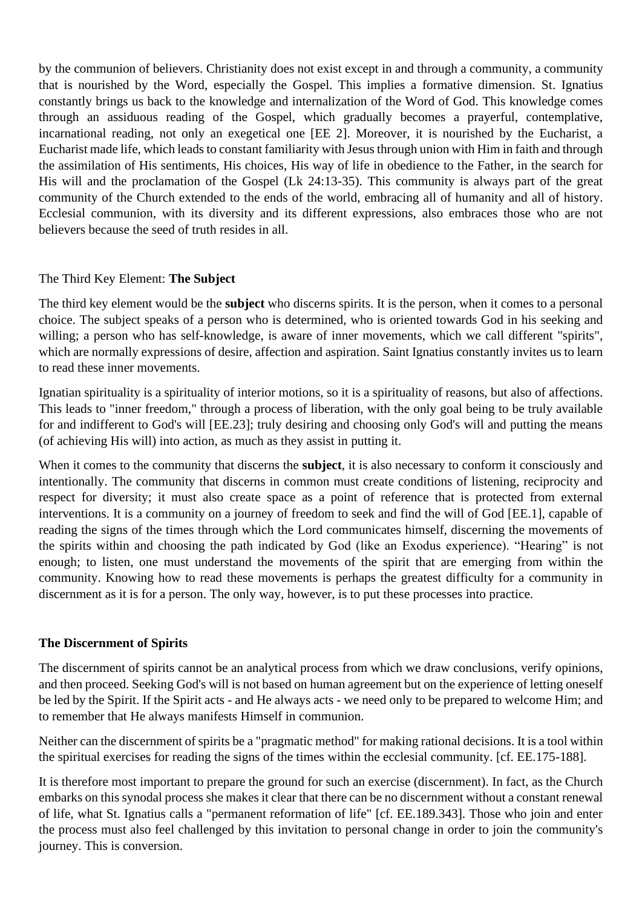by the communion of believers. Christianity does not exist except in and through a community, a community that is nourished by the Word, especially the Gospel. This implies a formative dimension. St. Ignatius constantly brings us back to the knowledge and internalization of the Word of God. This knowledge comes through an assiduous reading of the Gospel, which gradually becomes a prayerful, contemplative, incarnational reading, not only an exegetical one [EE 2]. Moreover, it is nourished by the Eucharist, a Eucharist made life, which leads to constant familiarity with Jesus through union with Him in faith and through the assimilation of His sentiments, His choices, His way of life in obedience to the Father, in the search for His will and the proclamation of the Gospel (Lk 24:13-35). This community is always part of the great community of the Church extended to the ends of the world, embracing all of humanity and all of history. Ecclesial communion, with its diversity and its different expressions, also embraces those who are not believers because the seed of truth resides in all.

## The Third Key Element: **The Subject**

The third key element would be the **subject** who discerns spirits. It is the person, when it comes to a personal choice. The subject speaks of a person who is determined, who is oriented towards God in his seeking and willing; a person who has self-knowledge, is aware of inner movements, which we call different "spirits", which are normally expressions of desire, affection and aspiration. Saint Ignatius constantly invites us to learn to read these inner movements.

Ignatian spirituality is a spirituality of interior motions, so it is a spirituality of reasons, but also of affections. This leads to "inner freedom," through a process of liberation, with the only goal being to be truly available for and indifferent to God's will [EE.23]; truly desiring and choosing only God's will and putting the means (of achieving His will) into action, as much as they assist in putting it.

When it comes to the community that discerns the **subject**, it is also necessary to conform it consciously and intentionally. The community that discerns in common must create conditions of listening, reciprocity and respect for diversity; it must also create space as a point of reference that is protected from external interventions. It is a community on a journey of freedom to seek and find the will of God [EE.1], capable of reading the signs of the times through which the Lord communicates himself, discerning the movements of the spirits within and choosing the path indicated by God (like an Exodus experience). "Hearing" is not enough; to listen, one must understand the movements of the spirit that are emerging from within the community. Knowing how to read these movements is perhaps the greatest difficulty for a community in discernment as it is for a person. The only way, however, is to put these processes into practice.

## **The Discernment of Spirits**

The discernment of spirits cannot be an analytical process from which we draw conclusions, verify opinions, and then proceed. Seeking God's will is not based on human agreement but on the experience of letting oneself be led by the Spirit. If the Spirit acts - and He always acts - we need only to be prepared to welcome Him; and to remember that He always manifests Himself in communion.

Neither can the discernment of spirits be a "pragmatic method" for making rational decisions. It is a tool within the spiritual exercises for reading the signs of the times within the ecclesial community. [cf. EE.175-188].

It is therefore most important to prepare the ground for such an exercise (discernment). In fact, as the Church embarks on this synodal process she makes it clear that there can be no discernment without a constant renewal of life, what St. Ignatius calls a "permanent reformation of life" [cf. EE.189.343]. Those who join and enter the process must also feel challenged by this invitation to personal change in order to join the community's journey. This is conversion.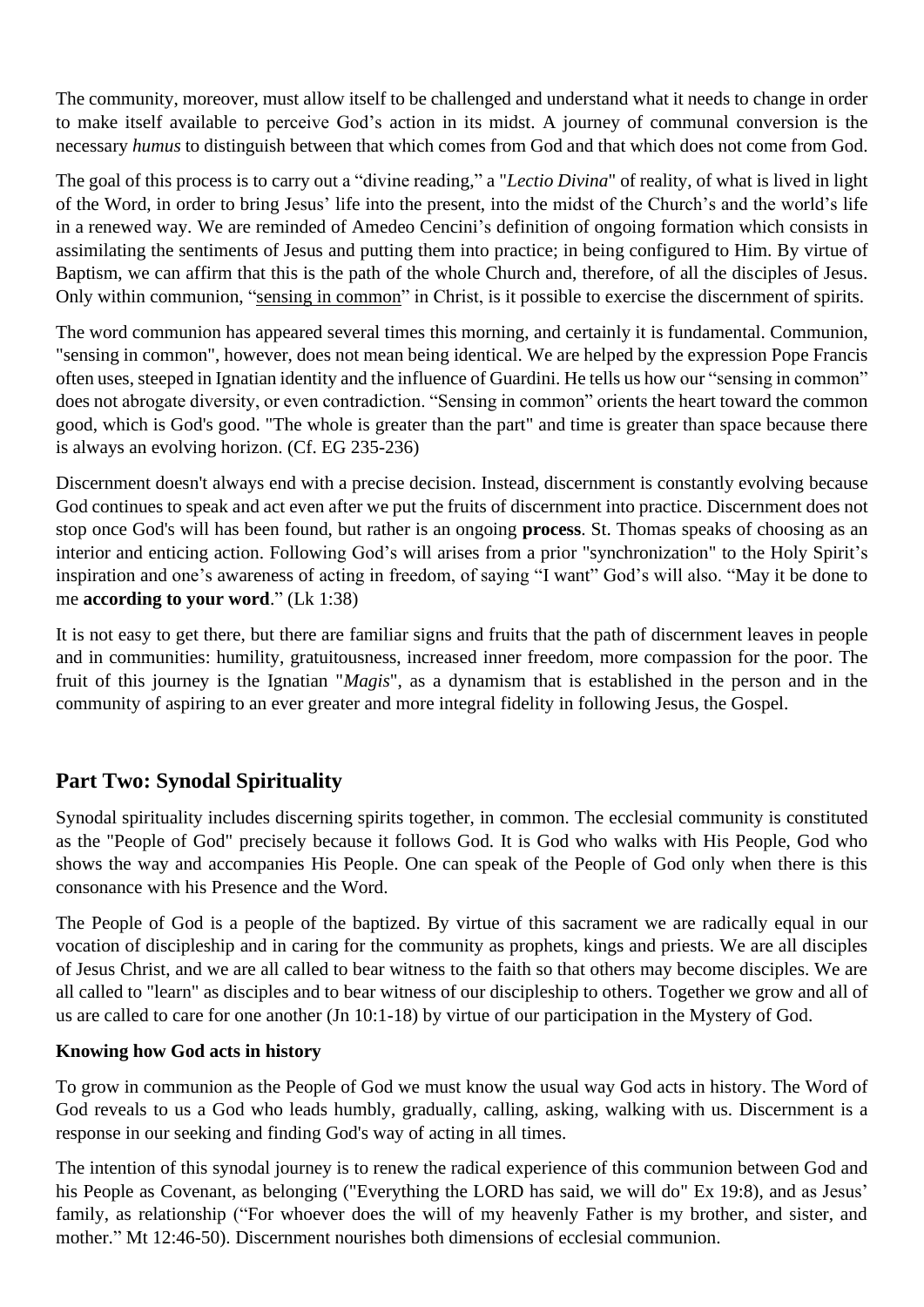The community, moreover, must allow itself to be challenged and understand what it needs to change in order to make itself available to perceive God's action in its midst. A journey of communal conversion is the necessary *humus* to distinguish between that which comes from God and that which does not come from God.

The goal of this process is to carry out a "divine reading," a "*Lectio Divina*" of reality, of what is lived in light of the Word, in order to bring Jesus' life into the present, into the midst of the Church's and the world's life in a renewed way. We are reminded of Amedeo Cencini's definition of ongoing formation which consists in assimilating the sentiments of Jesus and putting them into practice; in being configured to Him. By virtue of Baptism, we can affirm that this is the path of the whole Church and, therefore, of all the disciples of Jesus. Only within communion, "<u>sensing in common</u>" in Christ, is it possible to exercise the discernment of spirits.

The word communion has appeared several times this morning, and certainly it is fundamental. Communion, "sensing in common", however, does not mean being identical. We are helped by the expression Pope Francis often uses, steeped in Ignatian identity and the influence of Guardini. He tells us how our "sensing in common" does not abrogate diversity, or even contradiction. "Sensing in common" orients the heart toward the common good, which is God's good. "The whole is greater than the part" and time is greater than space because there is always an evolving horizon. (Cf. EG 235-236)

Discernment doesn't always end with a precise decision. Instead, discernment is constantly evolving because God continues to speak and act even after we put the fruits of discernment into practice. Discernment does not stop once God's will has been found, but rather is an ongoing **process**. St. Thomas speaks of choosing as an interior and enticing action. Following God's will arises from a prior "synchronization" to the Holy Spirit's inspiration and one's awareness of acting in freedom, of saying "I want" God's will also. "May it be done to me **according to your word**." (Lk 1:38)

It is not easy to get there, but there are familiar signs and fruits that the path of discernment leaves in people and in communities: humility, gratuitousness, increased inner freedom, more compassion for the poor. The fruit of this journey is the Ignatian "*Magis*", as a dynamism that is established in the person and in the community of aspiring to an ever greater and more integral fidelity in following Jesus, the Gospel.

## Part Two: Synodal Spirituality

Synodal spirituality includes discerning spirits together, in common. The ecclesial community is constituted as the "People of God" precisely because it follows God. It is God who walks with His People, God who shows the way and accompanies His People. One can speak of the People of God only when there is this consonance with his Presence and the Word.

The People of God is a people of the baptized. By virtue of this sacrament we are radically equal in our vocation of discipleship and in caring for the community as prophets, kings and priests. We are all disciples of Jesus Christ, and we are all called to bear witness to the faith so that others may become disciples. We are all called to "learn" as disciples and to bear witness of our discipleship to others. Together we grow and all of us are called to care for one another (Jn 10:1-18) by virtue of our participation in the Mystery of God.

**Knowing how God acts in history**

To grow in communion as the People of God we must know the usual way God acts in history. The Word of God reveals to us a God who leads humbly, gradually, calling, asking, walking with us. Discernment is a response in our seeking and finding God's way of acting in all times.

The intention of this synodal journey is to renew the radical experience of this communion between God and his People as Covenant, as belonging ("Everything the LORD has said, we will do" Ex 19:8), and as Jesus' family, as relationship ("For whoever does the will of my heavenly Father is my brother, and sister, and mother." Mt 12:46-50). Discernment nourishes both dimensions of ecclesial communion.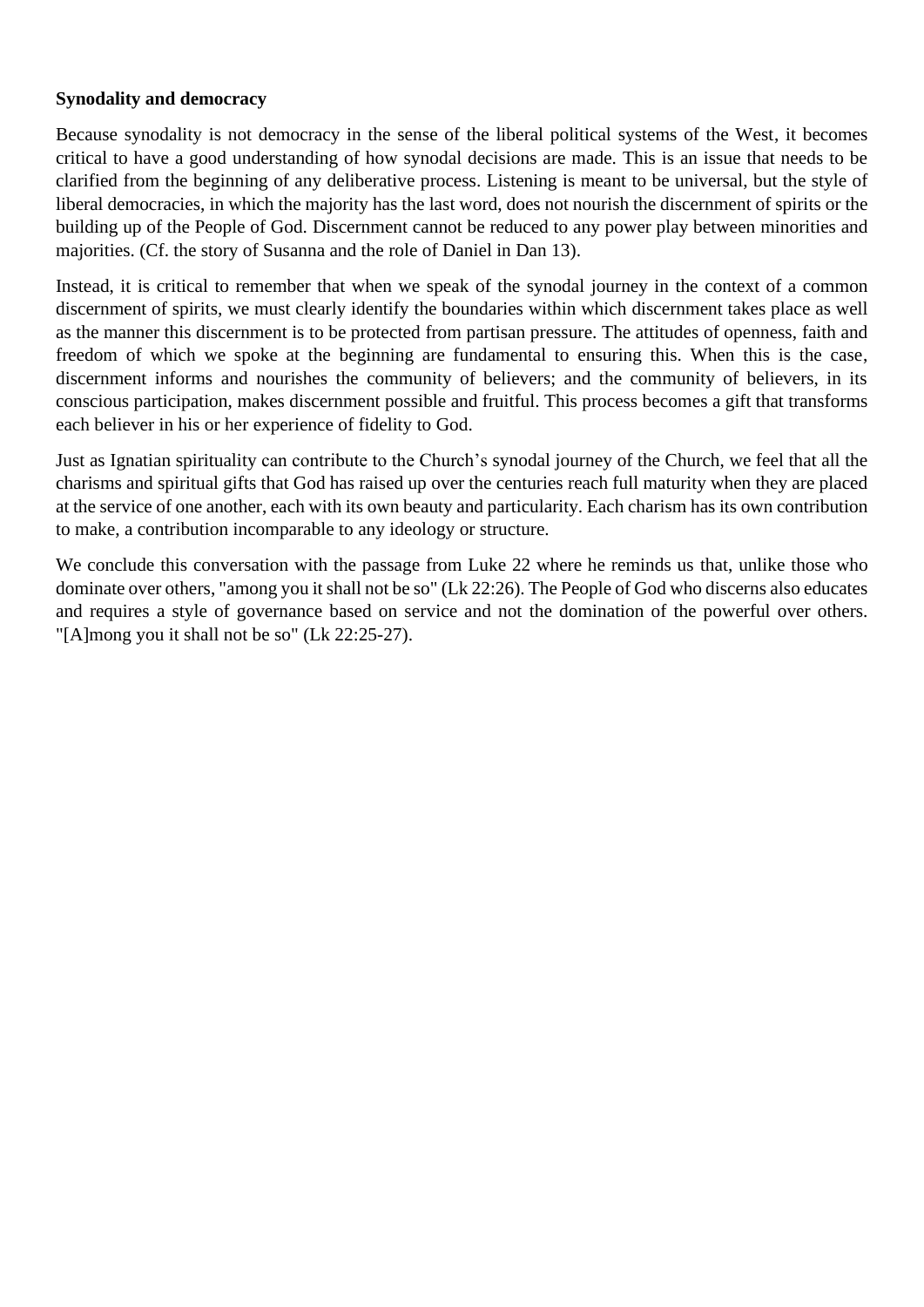**Synodality and democracy**

Because synodality is not democracy in the sense of the liberal political systems of the West, it becomes critical to have a good understanding of how synodal decisions are made. This is an issue that needs to be clarified from the beginning of any deliberative process. Listening is meant to be universal, but the style of liberal democracies, in which the majority has the last word, does not nourish the discernment of spirits or the building up of the People of God. Discernment cannot be reduced to any power play between minorities and majorities. (Cf. the story of Susanna and the role of Daniel in Dan 13).

Instead, it is critical to remember that when we speak of the synodal journey in the context of a common discernment of spirits, we must clearly identify the boundaries within which discernment takes place as well as the manner this discernment is to be protected from partisan pressure. The attitudes of openness, faith and freedom of which we spoke at the beginning are fundamental to ensuring this. When this is the case, discernment informs and nourishes the community of believers; and the community of believers, in its conscious participation, makes discernment possible and fruitful. This process becomes a gift that transforms each believer in his or her experience of fidelity to God.

Just as Ignatian spirituality can contribute to the Church's synodal journey of the Church, we feel that all the charisms and spiritual gifts that God has raised up over the centuries reach full maturity when they are placed at the service of one another, each with its own beauty and particularity. Each charism has its own contribution to make, a contribution incomparable to any ideology or structure.

We conclude this conversation with the passage from Luke 22 where he reminds us that, unlike those who dominate over others, "among you it shall not be so" (Lk 22:26). The People of God who discerns also educates and requires a style of governance based on service and not the domination of the powerful over others. "[A]mong you it shall not be so" (Lk 22:25-27).